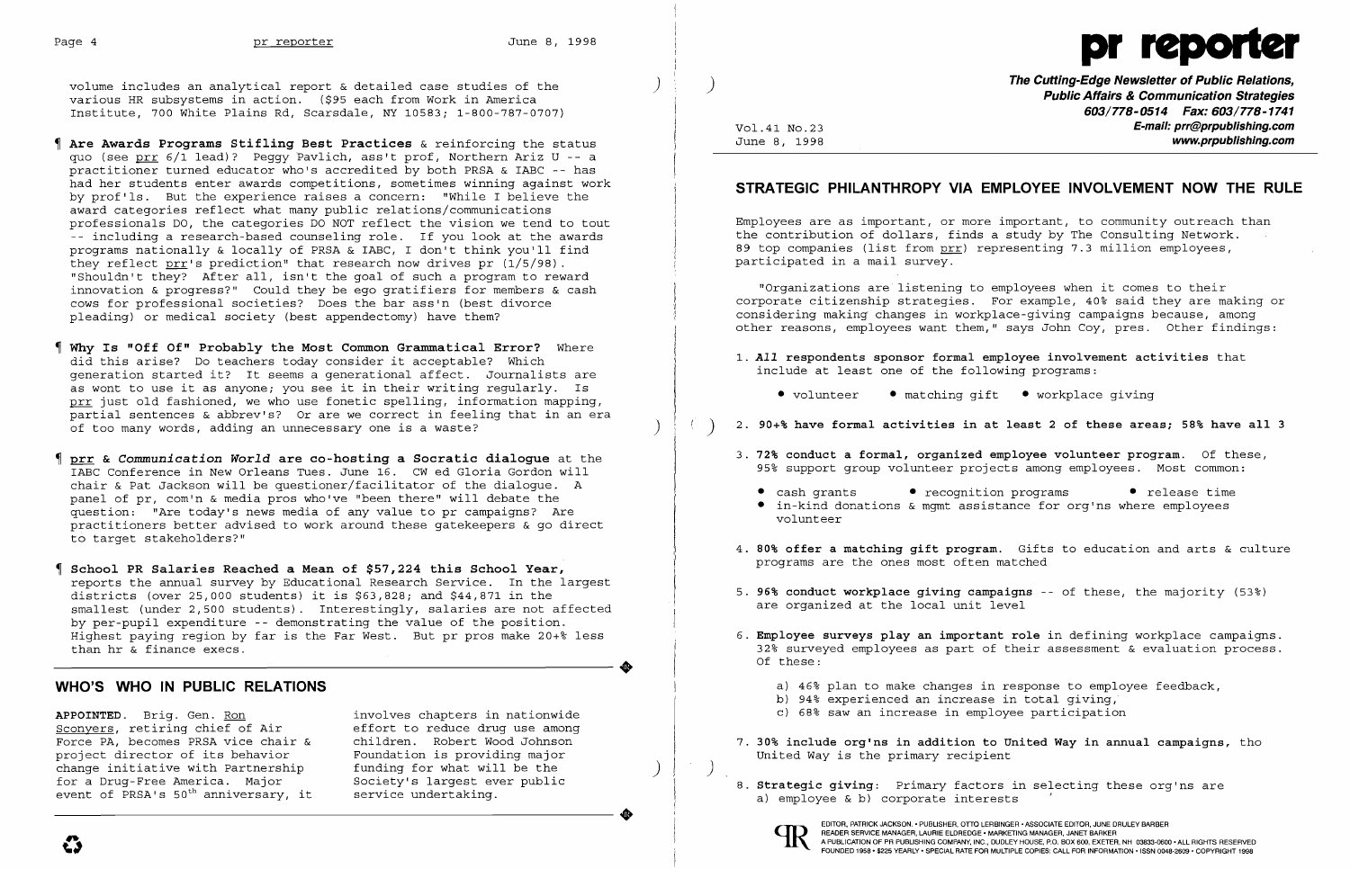volume includes an analytical report & detailed case studies of the various HR subsystems in action. ($95 each from Work in America Institute, 700 White Plains Rd, Scarsdale, NY 10583; 1-800-787-0707)

¶ **Are Awards Programs Stifling Best Practices** & reinforcing the status quo (see prr 6/1 lead)? Peggy Pavlich, ass't prof, Northern Ariz U -- a practitioner turned educator who's accredited by both PRSA & IABC -- has had her students enter awards competitions, sometimes winning against work by prof'ls. But the experience raises a concern: "While I believe the award categories reflect what many public relations/communications professionals DO, the categories DO NOT reflect the vision we tend to tout -- including a research-based counseling role. If you look at the awards programs nationally & locally of PRSA & IABC, I don't think you'll find they reflect prr's prediction" that research now drives pr (1/5/98). "Shouldn't they? After all, isn't the goal of such a program to reward innovation & progress?" Could they be ego gratifiers for members & cash cows for professional societies? Does the bar ass'n (best divorce pleading) or medical society (best appendectomy) have them?

¶ **Why Is "Off Of" Probably the Most Common Grammatical Error?** Where did this arise? Do teachers today consider it acceptable? Which generation started it? It seems a generational affect. Journalists are as wont to use it as anyone; you see it in their writing regularly. Is prr just old fashioned, we who use fonetic spelling, information mapping, partial sentences & abbrev's? Or are we correct in feeling that in an era of too many words, adding an unnecessary one is a waste?

¶ **prr & *Communication World* are co-hosting a Socratic dialogue** at the IABC Conference in New Orleans Tues. June 16. CW ed Gloria Gordon will chair & Pat Jackson will be questioner/facilitator of the dialogue. A panel of pr, com'n & media pros who've "been there" will debate the question: "Are today's news media of any value to pr campaigns? Are practitioners better advised to work around these gatekeepers & go direct to target stakeholders?"

¶ **School PR Salaries Reached a Mean of $57,224 this School Year,** reports the annual survey by Educational Research Service. In the largest districts (over 25,000 students) it is $63,828; and $44,871 in the smallest (under 2,500 students). Interestingly, salaries are not affected by per-pupil expenditure -- demonstrating the value of the position. Highest paying region by far is the Far West. But pr pros make 20+% less than hr & finance execs.

## WHO'S WHO IN PUBLIC RELATIONS

**APPOINTED.** Brig. Gen. Ron Sconyers, retiring chief of Air Force PA, becomes PRSA vice chair & project director of its behavior change initiative with Partnership for a Drug-Free America. Major event of PRSA's 50th anniversary, it involves chapters in nationwide effort to reduce drug use among children. Robert Wood Johnson Foundation is providing major funding for what will be the Society's largest ever public service undertaking.

# pr reporter

**The Cutting-Edge Newsletter of Public Relations, Public Affairs & Communication Strategies**
603/778-0514 Fax: 603/778-1741
E-mail: prr@prpublishing.com
www.prpublishing.com

Vol.41 No.23
June 8, 1998

## STRATEGIC PHILANTHROPY VIA EMPLOYEE INVOLVEMENT NOW THE RULE

Employees are as important, or more important, to community outreach than the contribution of dollars, finds a study by The Consulting Network. 89 top companies (list from prr) representing 7.3 million employees, participated in a mail survey.

"Organizations are listening to employees when it comes to their corporate citizenship strategies. For example, 40% said they are making or considering making changes in workplace-giving campaigns because, among other reasons, employees want them," says John Coy, pres. Other findings:

1. ***All* respondents sponsor formal employee involvement activities** that include at least one of the following programs:
   - volunteer
   - matching gift
   - workplace giving
2. **90+% have formal activities in at least 2 of these areas; 58% have all 3**
3. **72% conduct a formal, organized employee volunteer program.** Of these, 95% support group volunteer projects among employees. Most common:
   - cash grants
   - recognition programs
   - release time
   - in-kind donations & mgmt assistance for org'ns where employees volunteer
4. **80% offer a matching gift program.** Gifts to education and arts & culture programs are the ones most often matched
5. **96% conduct workplace giving campaigns** -- of these, the majority (53%) are organized at the local unit level
6. **Employee surveys play an important role** in defining workplace campaigns. 32% surveyed employees as part of their assessment & evaluation process. Of these:
   - a) 46% plan to make changes in response to employee feedback,
   - b) 94% experienced an increase in total giving,
   - c) 68% saw an increase in employee participation
7. **30% include org'ns in addition to United Way in annual campaigns,** tho United Way is the primary recipient
8. **Strategic giving:** Primary factors in selecting these org'ns are a) employee & b) corporate interests

EDITOR, PATRICK JACKSON • PUBLISHER, OTTO LERBINGER • ASSOCIATE EDITOR, JUNE DRULEY BARBER
READER SERVICE MANAGER, LAURIE ELDREDGE • MARKETING MANAGER, JANET BARKER
A PUBLICATION OF PR PUBLISHING COMPANY, INC., DUDLEY HOUSE, P.O. BOX 600, EXETER, NH 03833-0600 • ALL RIGHTS RESERVED
FOUNDED 1958 • $225 YEARLY • SPECIAL RATE FOR MULTIPLE COPIES: CALL FOR INFORMATION • ISSN 0048-2609 • COPYRIGHT 1998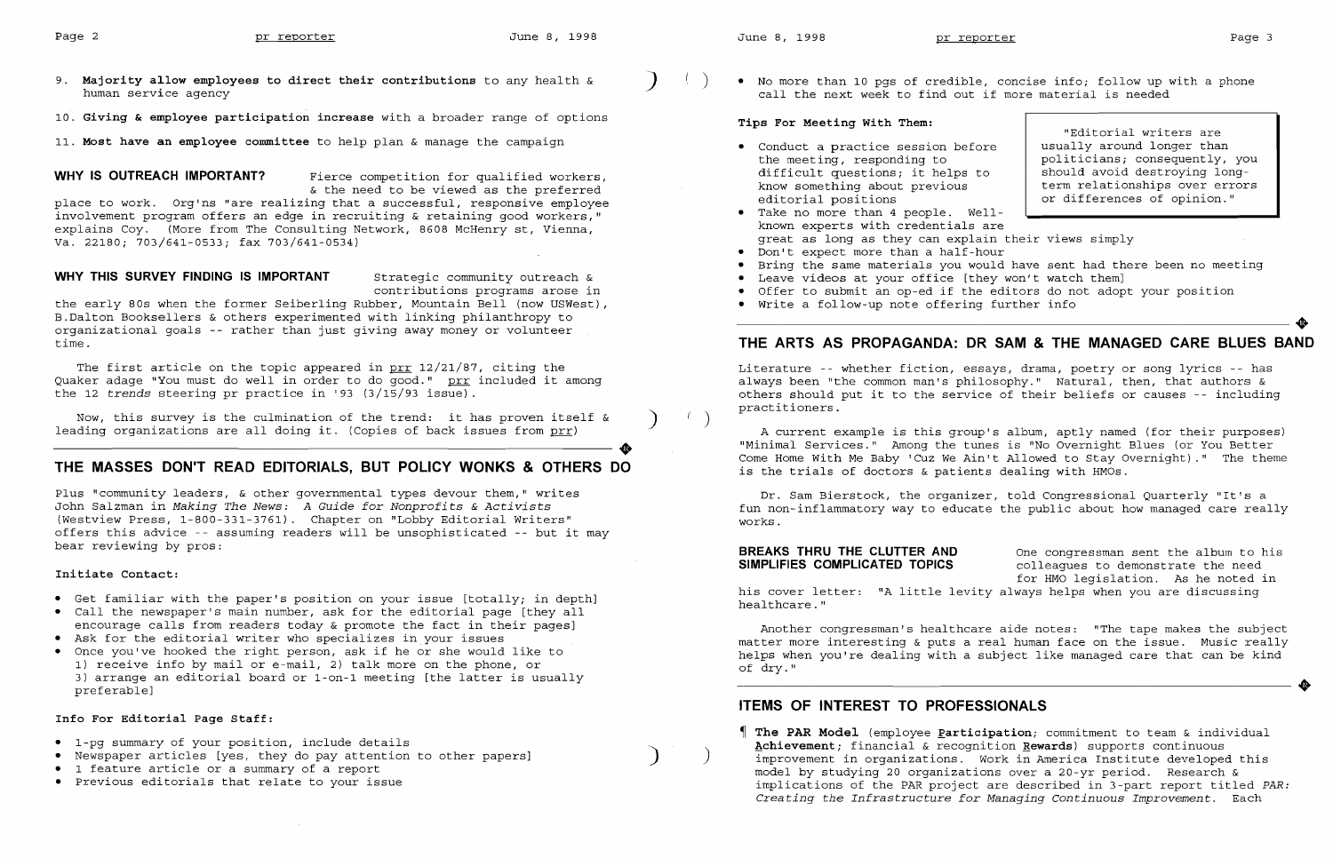9. **Majority allow employees to direct their contributions** to any health & human service agency

10. **Giving & employee participation increase** with a broader range of options

11. **Most have an employee committee** to help plan & manage the campaign

**WHY IS OUTREACH IMPORTANT?** Fierce competition for qualified workers, & the need to be viewed as the preferred place to work. Org'ns "are realizing that a successful, responsive employee involvement program offers an edge in recruiting & retaining good workers," explains Coy. (More from The Consulting Network, 8608 McHenry st, Vienna, Va. 22180; 703/641-0533; fax 703/641-0534)

**WHY THIS SURVEY FINDING IS IMPORTANT** Strategic community outreach & contributions programs arose in the early 80s when the former Seiberling Rubber, Mountain Bell (now USWest), B.Dalton Booksellers & others experimented with linking philanthropy to organizational goals -- rather than just giving away money or volunteer time.

The first article on the topic appeared in prr 12/21/87, citing the Quaker adage "You must do well in order to do good." prr included it among the 12 *trends* steering pr practice in '93 (3/15/93 issue).

Now, this survey is the culmination of the trend: it has proven itself & leading organizations are all doing it. (Copies of back issues from prr)

## THE MASSES DON'T READ EDITORIALS, BUT POLICY WONKS & OTHERS DO

Plus "community leaders, & other governmental types devour them," writes John Salzman in *Making The News: A Guide for Nonprofits & Activists* (Westview Press, 1-800-331-3761). Chapter on "Lobby Editorial Writers" offers this advice -- assuming readers will be unsophisticated -- but it may bear reviewing by pros:

**Initiate Contact:**

- Get familiar with the paper's position on your issue [totally; in depth]
- Call the newspaper's main number, ask for the editorial page [they all encourage calls from readers today & promote the fact in their pages]
- Ask for the editorial writer who specializes in your issues
- Once you've hooked the right person, ask if he or she would like to 1) receive info by mail or e-mail, 2) talk more on the phone, or 3) arrange an editorial board or 1-on-1 meeting [the latter is usually preferable]

**Info For Editorial Page Staff:**

- 1-pg summary of your position, include details
- Newspaper articles [yes, they do pay attention to other papers]
- 1 feature article or a summary of a report
- Previous editorials that relate to your issue
- No more than 10 pgs of credible, concise info; follow up with a phone call the next week to find out if more material is needed

**Tips For Meeting With Them:**

> "Editorial writers are usually around longer than politicians; consequently, you should avoid destroying long-term relationships over errors or differences of opinion."

- Conduct a practice session before the meeting, responding to difficult questions; it helps to know something about previous editorial positions
- Take no more than 4 people. Well-known experts with credentials are great as long as they can explain their views simply
- Don't expect more than a half-hour
- Bring the same materials you would have sent had there been no meeting
- Leave videos at your office [they won't watch them]
- Offer to submit an op-ed if the editors do not adopt your position
- Write a follow-up note offering further info

## THE ARTS AS PROPAGANDA: DR SAM & THE MANAGED CARE BLUES BAND

Literature -- whether fiction, essays, drama, poetry or song lyrics -- has always been "the common man's philosophy." Natural, then, that authors & others should put it to the service of their beliefs or causes -- including practitioners.

A current example is this group's album, aptly named (for their purposes) "Minimal Services." Among the tunes is "No Overnight Blues (or You Better Come Home With Me Baby 'Cuz We Ain't Allowed to Stay Overnight)." The theme is the trials of doctors & patients dealing with HMOs.

Dr. Sam Bierstock, the organizer, told Congressional Quarterly "It's a fun non-inflammatory way to educate the public about how managed care really works.

**BREAKS THRU THE CLUTTER AND SIMPLIFIES COMPLICATED TOPICS** One congressman sent the album to his colleagues to demonstrate the need for HMO legislation. As he noted in his cover letter: "A little levity always helps when you are discussing healthcare."

Another congressman's healthcare aide notes: "The tape makes the subject matter more interesting & puts a real human face on the issue. Music really helps when you're dealing with a subject like managed care that can be kind of dry."

## ITEMS OF INTEREST TO PROFESSIONALS

¶ **The PAR Model** (employee **P**articipation; commitment to team & individual **A**chievement; financial & recognition **R**ewards) supports continuous improvement in organizations. Work in America Institute developed this model by studying 20 organizations over a 20-yr period. Research & implications of the PAR project are described in 3-part report titled *PAR: Creating the Infrastructure for Managing Continuous Improvement*. Each